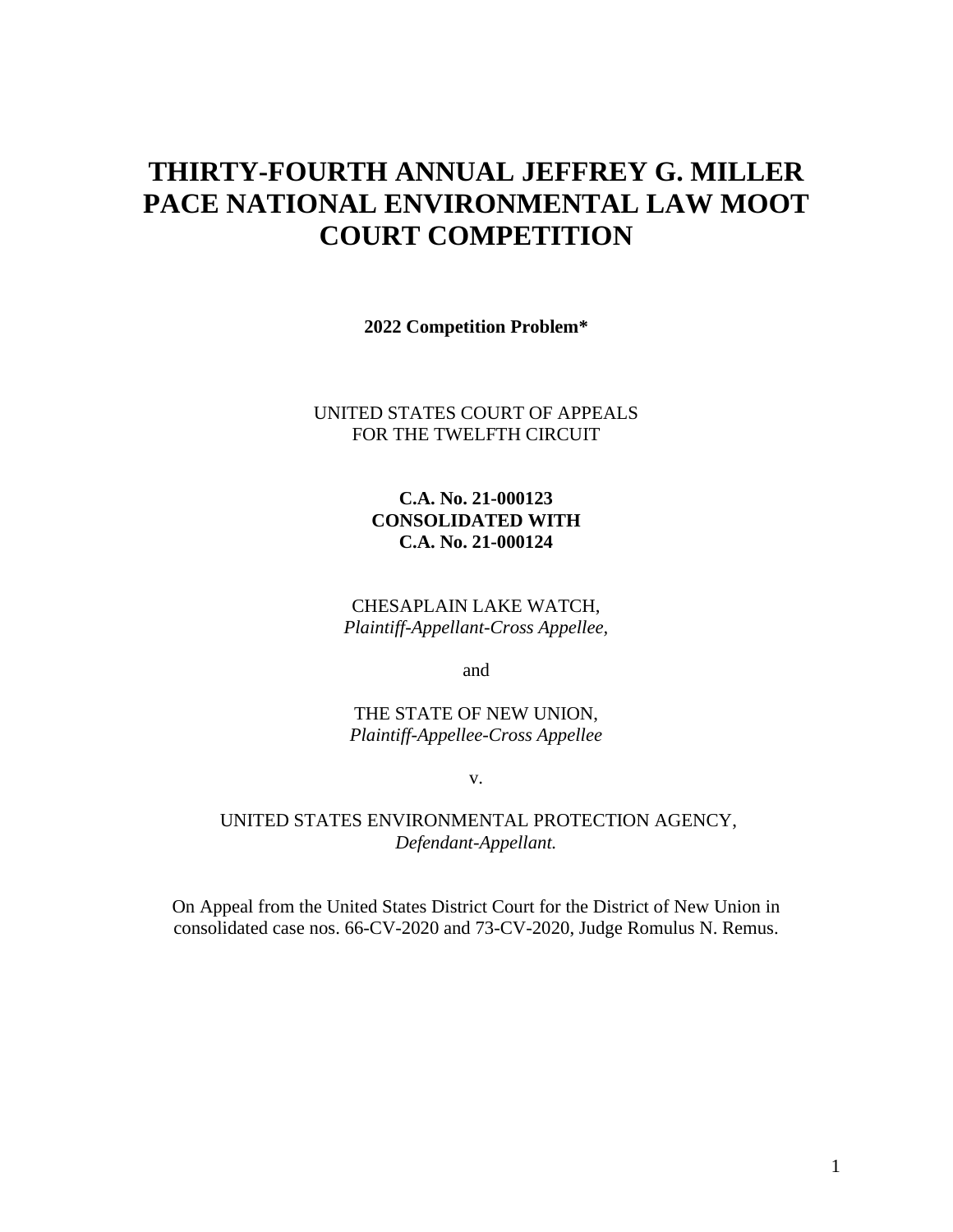# THIRTY-FOURTH ANNUAL JEFFREY G. MILLER PACE NATIONAL ENVIRONMENTAL LAW MOOT COURT COMPETITION

**2022 Competition Problem***

UNITED STATES COURT OF APPEALS
FOR THE TWELFTH CIRCUIT

**C.A. No. 21-000123**
**CONSOLIDATED WITH**
**C.A. No. 21-000124**

CHESAPLAIN LAKE WATCH,
*Plaintiff-Appellant-Cross Appellee,*

and

THE STATE OF NEW UNION,
*Plaintiff-Appellee-Cross Appellee*

v.

UNITED STATES ENVIRONMENTAL PROTECTION AGENCY,
*Defendant-Appellant.*

On Appeal from the United States District Court for the District of New Union in consolidated case nos. 66-CV-2020 and 73-CV-2020, Judge Romulus N. Remus.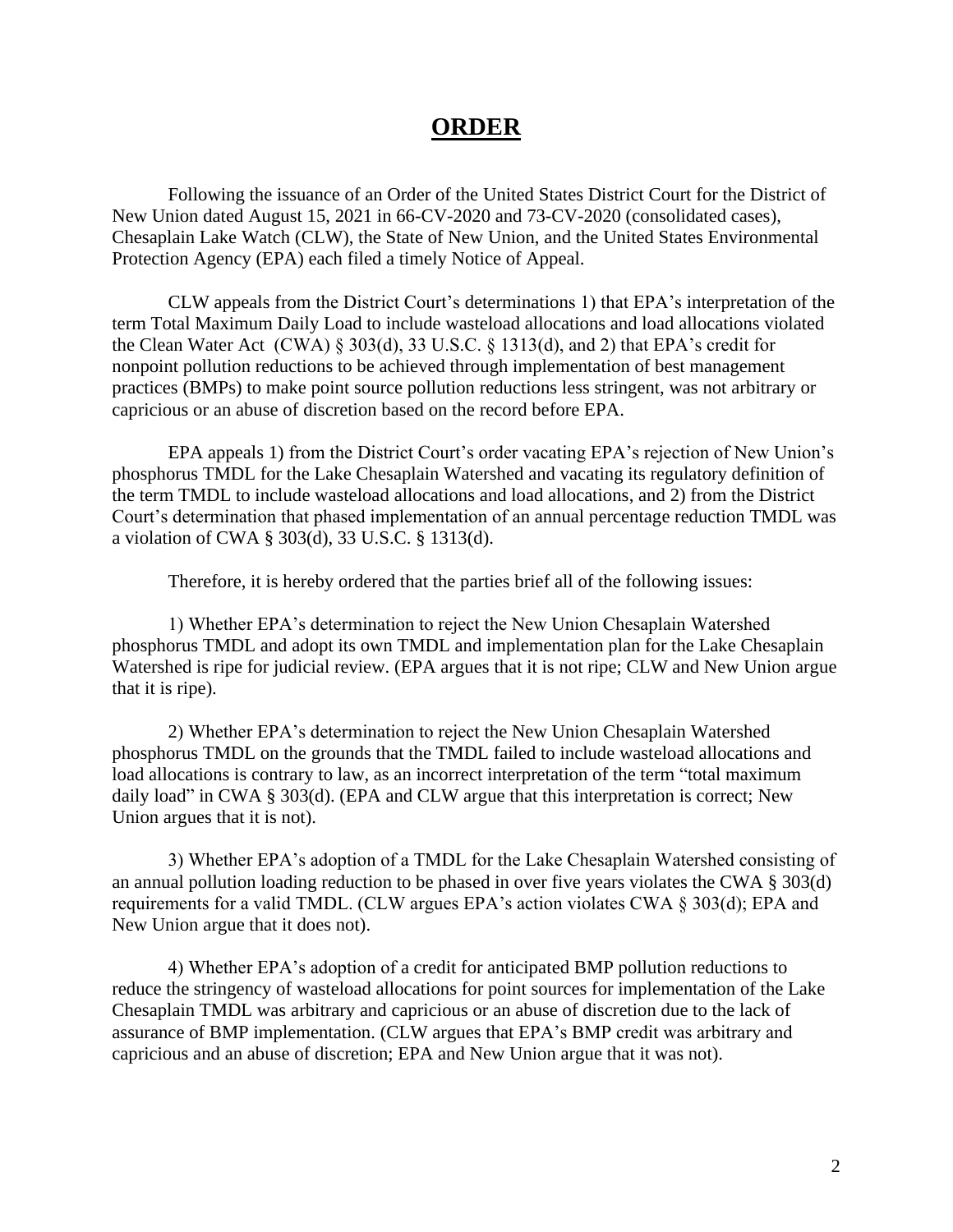# **ORDER**

Following the issuance of an Order of the United States District Court for the District of New Union dated August 15, 2021 in 66-CV-2020 and 73-CV-2020 (consolidated cases), Chesaplain Lake Watch (CLW), the State of New Union, and the United States Environmental Protection Agency (EPA) each filed a timely Notice of Appeal.

CLW appeals from the District Court's determinations 1) that EPA's interpretation of the term Total Maximum Daily Load to include wasteload allocations and load allocations violated the Clean Water Act (CWA) § 303(d), 33 U.S.C. § 1313(d), and 2) that EPA's credit for nonpoint pollution reductions to be achieved through implementation of best management practices (BMPs) to make point source pollution reductions less stringent, was not arbitrary or capricious or an abuse of discretion based on the record before EPA.

EPA appeals 1) from the District Court's order vacating EPA's rejection of New Union's phosphorus TMDL for the Lake Chesaplain Watershed and vacating its regulatory definition of the term TMDL to include wasteload allocations and load allocations, and 2) from the District Court's determination that phased implementation of an annual percentage reduction TMDL was a violation of CWA § 303(d), 33 U.S.C. § 1313(d).

Therefore, it is hereby ordered that the parties brief all of the following issues:

1) Whether EPA's determination to reject the New Union Chesaplain Watershed phosphorus TMDL and adopt its own TMDL and implementation plan for the Lake Chesaplain Watershed is ripe for judicial review. (EPA argues that it is not ripe; CLW and New Union argue that it is ripe).

2) Whether EPA's determination to reject the New Union Chesaplain Watershed phosphorus TMDL on the grounds that the TMDL failed to include wasteload allocations and load allocations is contrary to law, as an incorrect interpretation of the term "total maximum daily load" in CWA § 303(d). (EPA and CLW argue that this interpretation is correct; New Union argues that it is not).

3) Whether EPA's adoption of a TMDL for the Lake Chesaplain Watershed consisting of an annual pollution loading reduction to be phased in over five years violates the CWA § 303(d) requirements for a valid TMDL. (CLW argues EPA's action violates CWA § 303(d); EPA and New Union argue that it does not).

4) Whether EPA's adoption of a credit for anticipated BMP pollution reductions to reduce the stringency of wasteload allocations for point sources for implementation of the Lake Chesaplain TMDL was arbitrary and capricious or an abuse of discretion due to the lack of assurance of BMP implementation. (CLW argues that EPA's BMP credit was arbitrary and capricious and an abuse of discretion; EPA and New Union argue that it was not).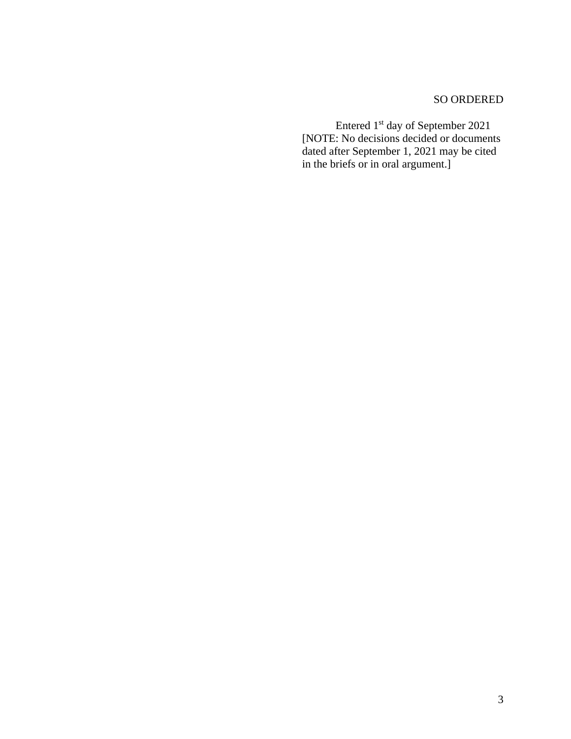SO ORDERED

Entered 1st day of September 2021
[NOTE: No decisions decided or documents dated after September 1, 2021 may be cited in the briefs or in oral argument.]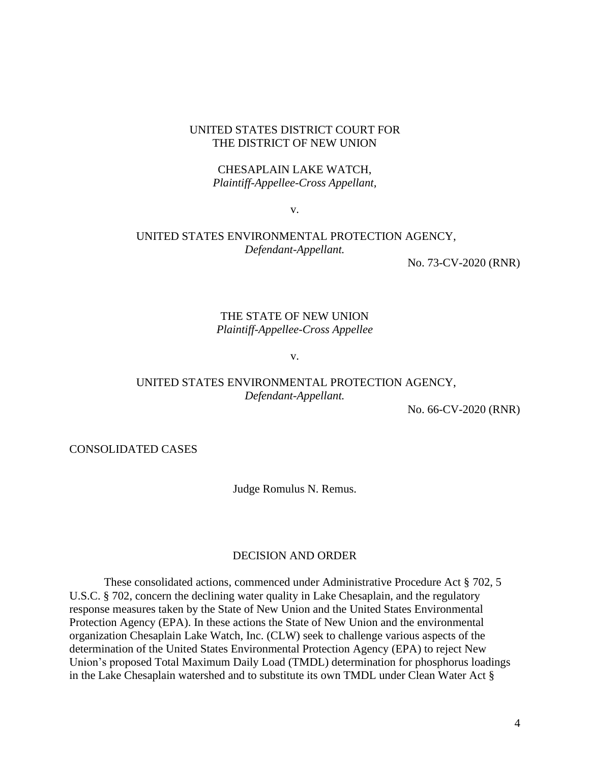UNITED STATES DISTRICT COURT FOR
THE DISTRICT OF NEW UNION

CHESAPLAIN LAKE WATCH,
*Plaintiff-Appellee-Cross Appellant,*

v.

UNITED STATES ENVIRONMENTAL PROTECTION AGENCY,
*Defendant-Appellant.*

No. 73-CV-2020 (RNR)

THE STATE OF NEW UNION
*Plaintiff-Appellee-Cross Appellee*

v.

UNITED STATES ENVIRONMENTAL PROTECTION AGENCY,
*Defendant-Appellant.*

No. 66-CV-2020 (RNR)

CONSOLIDATED CASES

Judge Romulus N. Remus.

DECISION AND ORDER

These consolidated actions, commenced under Administrative Procedure Act § 702, 5 U.S.C. § 702, concern the declining water quality in Lake Chesaplain, and the regulatory response measures taken by the State of New Union and the United States Environmental Protection Agency (EPA). In these actions the State of New Union and the environmental organization Chesaplain Lake Watch, Inc. (CLW) seek to challenge various aspects of the determination of the United States Environmental Protection Agency (EPA) to reject New Union's proposed Total Maximum Daily Load (TMDL) determination for phosphorus loadings in the Lake Chesaplain watershed and to substitute its own TMDL under Clean Water Act §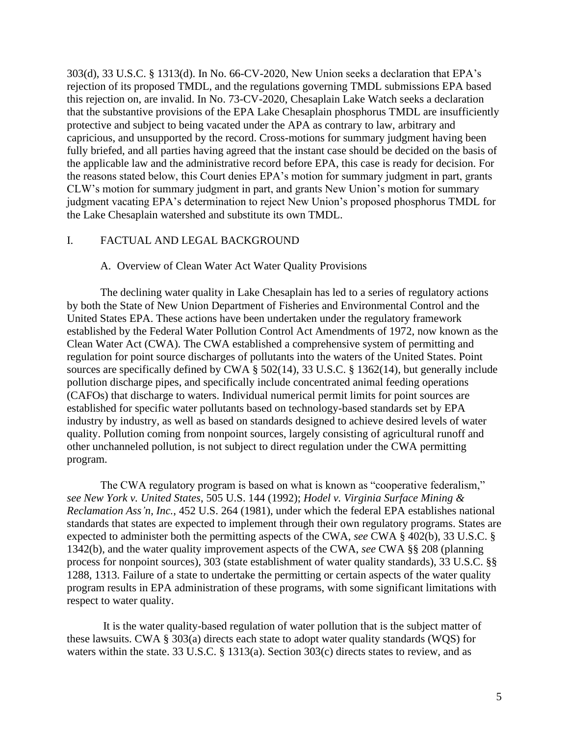303(d), 33 U.S.C. § 1313(d). In No. 66-CV-2020, New Union seeks a declaration that EPA's rejection of its proposed TMDL, and the regulations governing TMDL submissions EPA based this rejection on, are invalid. In No. 73-CV-2020, Chesaplain Lake Watch seeks a declaration that the substantive provisions of the EPA Lake Chesaplain phosphorus TMDL are insufficiently protective and subject to being vacated under the APA as contrary to law, arbitrary and capricious, and unsupported by the record. Cross-motions for summary judgment having been fully briefed, and all parties having agreed that the instant case should be decided on the basis of the applicable law and the administrative record before EPA, this case is ready for decision. For the reasons stated below, this Court denies EPA's motion for summary judgment in part, grants CLW's motion for summary judgment in part, and grants New Union's motion for summary judgment vacating EPA's determination to reject New Union's proposed phosphorus TMDL for the Lake Chesaplain watershed and substitute its own TMDL.

## I. FACTUAL AND LEGAL BACKGROUND

### A. Overview of Clean Water Act Water Quality Provisions

The declining water quality in Lake Chesaplain has led to a series of regulatory actions by both the State of New Union Department of Fisheries and Environmental Control and the United States EPA. These actions have been undertaken under the regulatory framework established by the Federal Water Pollution Control Act Amendments of 1972, now known as the Clean Water Act (CWA). The CWA established a comprehensive system of permitting and regulation for point source discharges of pollutants into the waters of the United States. Point sources are specifically defined by CWA § 502(14), 33 U.S.C. § 1362(14), but generally include pollution discharge pipes, and specifically include concentrated animal feeding operations (CAFOs) that discharge to waters. Individual numerical permit limits for point sources are established for specific water pollutants based on technology-based standards set by EPA industry by industry, as well as based on standards designed to achieve desired levels of water quality. Pollution coming from nonpoint sources, largely consisting of agricultural runoff and other unchanneled pollution, is not subject to direct regulation under the CWA permitting program.

The CWA regulatory program is based on what is known as "cooperative federalism," *see New York v. United States*, 505 U.S. 144 (1992); *Hodel v. Virginia Surface Mining & Reclamation Ass'n, Inc.*, 452 U.S. 264 (1981), under which the federal EPA establishes national standards that states are expected to implement through their own regulatory programs. States are expected to administer both the permitting aspects of the CWA, *see* CWA § 402(b), 33 U.S.C. § 1342(b), and the water quality improvement aspects of the CWA, *see* CWA §§ 208 (planning process for nonpoint sources), 303 (state establishment of water quality standards), 33 U.S.C. §§ 1288, 1313. Failure of a state to undertake the permitting or certain aspects of the water quality program results in EPA administration of these programs, with some significant limitations with respect to water quality.

It is the water quality-based regulation of water pollution that is the subject matter of these lawsuits. CWA § 303(a) directs each state to adopt water quality standards (WQS) for waters within the state. 33 U.S.C. § 1313(a). Section 303(c) directs states to review, and as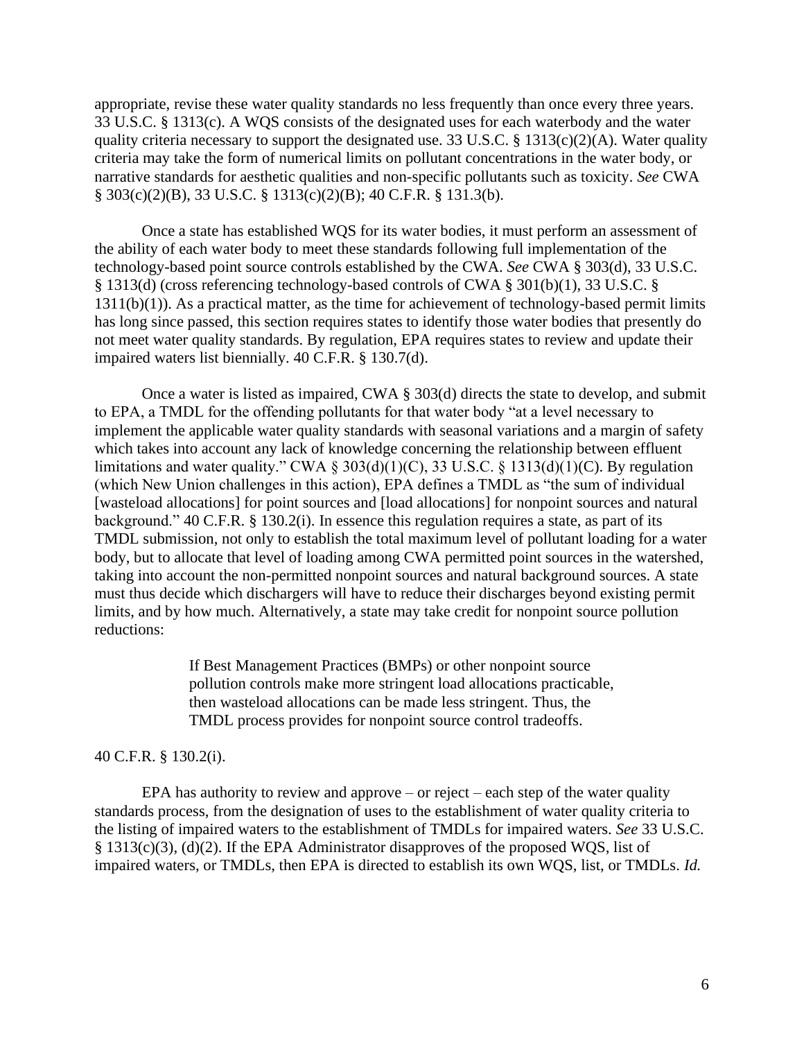appropriate, revise these water quality standards no less frequently than once every three years. 33 U.S.C. § 1313(c). A WQS consists of the designated uses for each waterbody and the water quality criteria necessary to support the designated use. 33 U.S.C. § 1313(c)(2)(A). Water quality criteria may take the form of numerical limits on pollutant concentrations in the water body, or narrative standards for aesthetic qualities and non-specific pollutants such as toxicity. *See* CWA § 303(c)(2)(B), 33 U.S.C. § 1313(c)(2)(B); 40 C.F.R. § 131.3(b).

Once a state has established WQS for its water bodies, it must perform an assessment of the ability of each water body to meet these standards following full implementation of the technology-based point source controls established by the CWA. *See* CWA § 303(d), 33 U.S.C. § 1313(d) (cross referencing technology-based controls of CWA § 301(b)(1), 33 U.S.C. § 1311(b)(1)). As a practical matter, as the time for achievement of technology-based permit limits has long since passed, this section requires states to identify those water bodies that presently do not meet water quality standards. By regulation, EPA requires states to review and update their impaired waters list biennially. 40 C.F.R. § 130.7(d).

Once a water is listed as impaired, CWA § 303(d) directs the state to develop, and submit to EPA, a TMDL for the offending pollutants for that water body "at a level necessary to implement the applicable water quality standards with seasonal variations and a margin of safety which takes into account any lack of knowledge concerning the relationship between effluent limitations and water quality." CWA § 303(d)(1)(C), 33 U.S.C. § 1313(d)(1)(C). By regulation (which New Union challenges in this action), EPA defines a TMDL as "the sum of individual [wasteload allocations] for point sources and [load allocations] for nonpoint sources and natural background." 40 C.F.R. § 130.2(i). In essence this regulation requires a state, as part of its TMDL submission, not only to establish the total maximum level of pollutant loading for a water body, but to allocate that level of loading among CWA permitted point sources in the watershed, taking into account the non-permitted nonpoint sources and natural background sources. A state must thus decide which dischargers will have to reduce their discharges beyond existing permit limits, and by how much. Alternatively, a state may take credit for nonpoint source pollution reductions:

> If Best Management Practices (BMPs) or other nonpoint source pollution controls make more stringent load allocations practicable, then wasteload allocations can be made less stringent. Thus, the TMDL process provides for nonpoint source control tradeoffs.

40 C.F.R. § 130.2(i).

EPA has authority to review and approve – or reject – each step of the water quality standards process, from the designation of uses to the establishment of water quality criteria to the listing of impaired waters to the establishment of TMDLs for impaired waters. *See* 33 U.S.C. § 1313(c)(3), (d)(2). If the EPA Administrator disapproves of the proposed WQS, list of impaired waters, or TMDLs, then EPA is directed to establish its own WQS, list, or TMDLs. *Id.*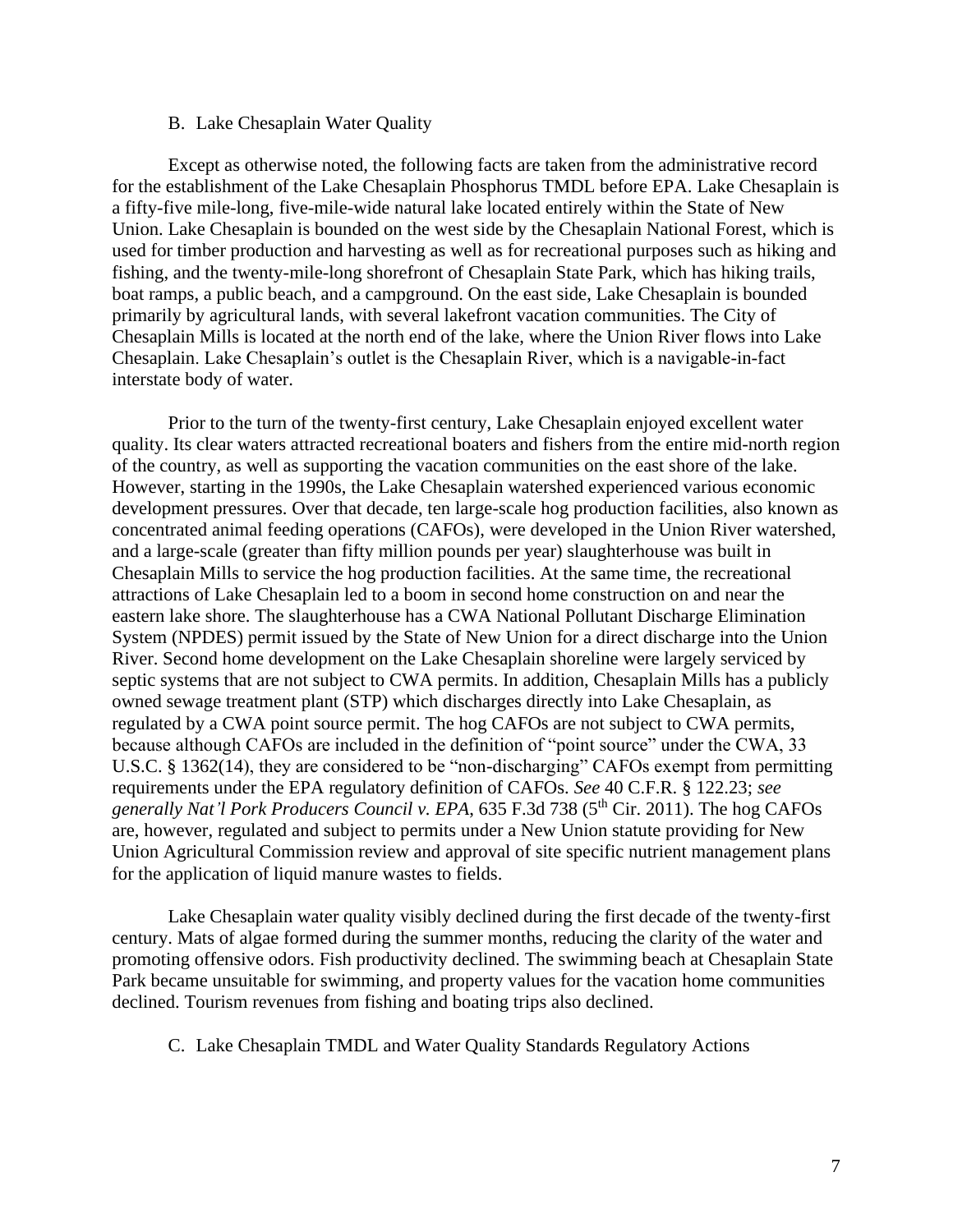### B. Lake Chesaplain Water Quality

Except as otherwise noted, the following facts are taken from the administrative record for the establishment of the Lake Chesaplain Phosphorus TMDL before EPA. Lake Chesaplain is a fifty-five mile-long, five-mile-wide natural lake located entirely within the State of New Union. Lake Chesaplain is bounded on the west side by the Chesaplain National Forest, which is used for timber production and harvesting as well as for recreational purposes such as hiking and fishing, and the twenty-mile-long shorefront of Chesaplain State Park, which has hiking trails, boat ramps, a public beach, and a campground. On the east side, Lake Chesaplain is bounded primarily by agricultural lands, with several lakefront vacation communities. The City of Chesaplain Mills is located at the north end of the lake, where the Union River flows into Lake Chesaplain. Lake Chesaplain's outlet is the Chesaplain River, which is a navigable-in-fact interstate body of water.

Prior to the turn of the twenty-first century, Lake Chesaplain enjoyed excellent water quality. Its clear waters attracted recreational boaters and fishers from the entire mid-north region of the country, as well as supporting the vacation communities on the east shore of the lake. However, starting in the 1990s, the Lake Chesaplain watershed experienced various economic development pressures. Over that decade, ten large-scale hog production facilities, also known as concentrated animal feeding operations (CAFOs), were developed in the Union River watershed, and a large-scale (greater than fifty million pounds per year) slaughterhouse was built in Chesaplain Mills to service the hog production facilities. At the same time, the recreational attractions of Lake Chesaplain led to a boom in second home construction on and near the eastern lake shore. The slaughterhouse has a CWA National Pollutant Discharge Elimination System (NPDES) permit issued by the State of New Union for a direct discharge into the Union River. Second home development on the Lake Chesaplain shoreline were largely serviced by septic systems that are not subject to CWA permits. In addition, Chesaplain Mills has a publicly owned sewage treatment plant (STP) which discharges directly into Lake Chesaplain, as regulated by a CWA point source permit. The hog CAFOs are not subject to CWA permits, because although CAFOs are included in the definition of "point source" under the CWA, 33 U.S.C. § 1362(14), they are considered to be "non-discharging" CAFOs exempt from permitting requirements under the EPA regulatory definition of CAFOs. *See* 40 C.F.R. § 122.23; *see generally Nat'l Pork Producers Council v. EPA*, 635 F.3d 738 (5th Cir. 2011). The hog CAFOs are, however, regulated and subject to permits under a New Union statute providing for New Union Agricultural Commission review and approval of site specific nutrient management plans for the application of liquid manure wastes to fields.

Lake Chesaplain water quality visibly declined during the first decade of the twenty-first century. Mats of algae formed during the summer months, reducing the clarity of the water and promoting offensive odors. Fish productivity declined. The swimming beach at Chesaplain State Park became unsuitable for swimming, and property values for the vacation home communities declined. Tourism revenues from fishing and boating trips also declined.

### C. Lake Chesaplain TMDL and Water Quality Standards Regulatory Actions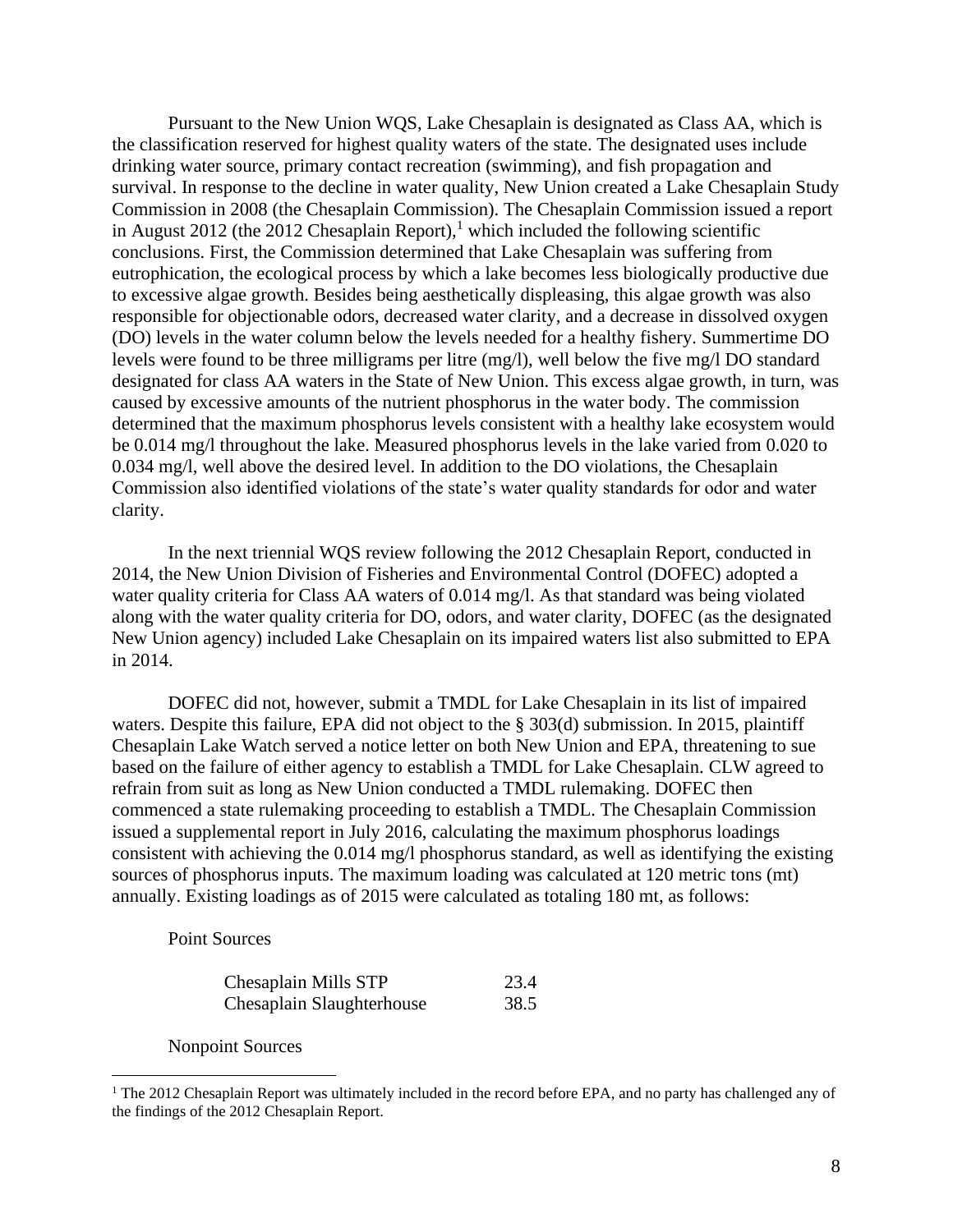Pursuant to the New Union WQS, Lake Chesaplain is designated as Class AA, which is the classification reserved for highest quality waters of the state. The designated uses include drinking water source, primary contact recreation (swimming), and fish propagation and survival. In response to the decline in water quality, New Union created a Lake Chesaplain Study Commission in 2008 (the Chesaplain Commission). The Chesaplain Commission issued a report in August 2012 (the 2012 Chesaplain Report),[1] which included the following scientific conclusions. First, the Commission determined that Lake Chesaplain was suffering from eutrophication, the ecological process by which a lake becomes less biologically productive due to excessive algae growth. Besides being aesthetically displeasing, this algae growth was also responsible for objectionable odors, decreased water clarity, and a decrease in dissolved oxygen (DO) levels in the water column below the levels needed for a healthy fishery. Summertime DO levels were found to be three milligrams per litre (mg/l), well below the five mg/l DO standard designated for class AA waters in the State of New Union. This excess algae growth, in turn, was caused by excessive amounts of the nutrient phosphorus in the water body. The commission determined that the maximum phosphorus levels consistent with a healthy lake ecosystem would be 0.014 mg/l throughout the lake. Measured phosphorus levels in the lake varied from 0.020 to 0.034 mg/l, well above the desired level. In addition to the DO violations, the Chesaplain Commission also identified violations of the state's water quality standards for odor and water clarity.

In the next triennial WQS review following the 2012 Chesaplain Report, conducted in 2014, the New Union Division of Fisheries and Environmental Control (DOFEC) adopted a water quality criteria for Class AA waters of 0.014 mg/l. As that standard was being violated along with the water quality criteria for DO, odors, and water clarity, DOFEC (as the designated New Union agency) included Lake Chesaplain on its impaired waters list also submitted to EPA in 2014.

DOFEC did not, however, submit a TMDL for Lake Chesaplain in its list of impaired waters. Despite this failure, EPA did not object to the § 303(d) submission. In 2015, plaintiff Chesaplain Lake Watch served a notice letter on both New Union and EPA, threatening to sue based on the failure of either agency to establish a TMDL for Lake Chesaplain. CLW agreed to refrain from suit as long as New Union conducted a TMDL rulemaking. DOFEC then commenced a state rulemaking proceeding to establish a TMDL. The Chesaplain Commission issued a supplemental report in July 2016, calculating the maximum phosphorus loadings consistent with achieving the 0.014 mg/l phosphorus standard, as well as identifying the existing sources of phosphorus inputs. The maximum loading was calculated at 120 metric tons (mt) annually. Existing loadings as of 2015 were calculated as totaling 180 mt, as follows:

Point Sources

| | |
|---|---|
| Chesaplain Mills STP | 23.4 |
| Chesaplain Slaughterhouse | 38.5 |

Nonpoint Sources

[1] The 2012 Chesaplain Report was ultimately included in the record before EPA, and no party has challenged any of the findings of the 2012 Chesaplain Report.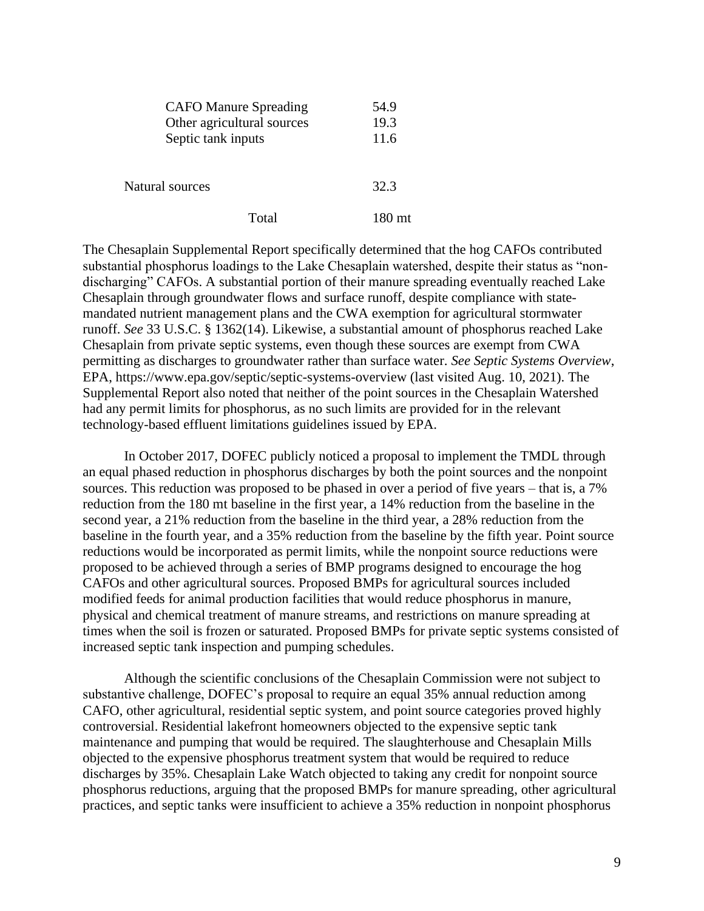| | |
|---|---|
| CAFO Manure Spreading | 54.9 |
| Other agricultural sources | 19.3 |
| Septic tank inputs | 11.6 |
| Natural sources | 32.3 |
| Total | 180 mt |

The Chesaplain Supplemental Report specifically determined that the hog CAFOs contributed substantial phosphorus loadings to the Lake Chesaplain watershed, despite their status as "non-discharging" CAFOs. A substantial portion of their manure spreading eventually reached Lake Chesaplain through groundwater flows and surface runoff, despite compliance with state-mandated nutrient management plans and the CWA exemption for agricultural stormwater runoff. *See* 33 U.S.C. § 1362(14). Likewise, a substantial amount of phosphorus reached Lake Chesaplain from private septic systems, even though these sources are exempt from CWA permitting as discharges to groundwater rather than surface water. *See Septic Systems Overview*, EPA, https://www.epa.gov/septic/septic-systems-overview (last visited Aug. 10, 2021). The Supplemental Report also noted that neither of the point sources in the Chesaplain Watershed had any permit limits for phosphorus, as no such limits are provided for in the relevant technology-based effluent limitations guidelines issued by EPA.

In October 2017, DOFEC publicly noticed a proposal to implement the TMDL through an equal phased reduction in phosphorus discharges by both the point sources and the nonpoint sources. This reduction was proposed to be phased in over a period of five years – that is, a 7% reduction from the 180 mt baseline in the first year, a 14% reduction from the baseline in the second year, a 21% reduction from the baseline in the third year, a 28% reduction from the baseline in the fourth year, and a 35% reduction from the baseline by the fifth year. Point source reductions would be incorporated as permit limits, while the nonpoint source reductions were proposed to be achieved through a series of BMP programs designed to encourage the hog CAFOs and other agricultural sources. Proposed BMPs for agricultural sources included modified feeds for animal production facilities that would reduce phosphorus in manure, physical and chemical treatment of manure streams, and restrictions on manure spreading at times when the soil is frozen or saturated. Proposed BMPs for private septic systems consisted of increased septic tank inspection and pumping schedules.

Although the scientific conclusions of the Chesaplain Commission were not subject to substantive challenge, DOFEC's proposal to require an equal 35% annual reduction among CAFO, other agricultural, residential septic system, and point source categories proved highly controversial. Residential lakefront homeowners objected to the expensive septic tank maintenance and pumping that would be required. The slaughterhouse and Chesaplain Mills objected to the expensive phosphorus treatment system that would be required to reduce discharges by 35%. Chesaplain Lake Watch objected to taking any credit for nonpoint source phosphorus reductions, arguing that the proposed BMPs for manure spreading, other agricultural practices, and septic tanks were insufficient to achieve a 35% reduction in nonpoint phosphorus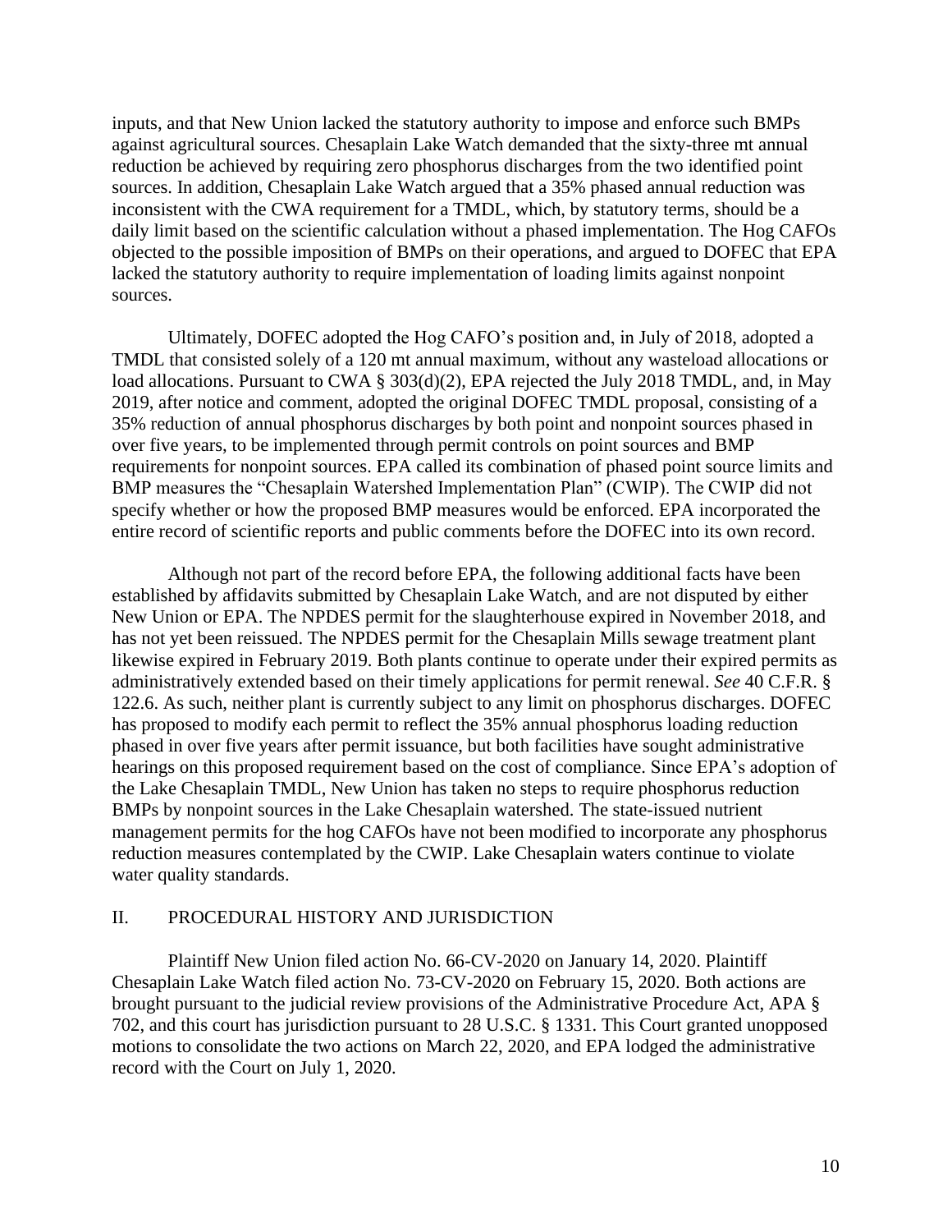inputs, and that New Union lacked the statutory authority to impose and enforce such BMPs against agricultural sources. Chesaplain Lake Watch demanded that the sixty-three mt annual reduction be achieved by requiring zero phosphorus discharges from the two identified point sources. In addition, Chesaplain Lake Watch argued that a 35% phased annual reduction was inconsistent with the CWA requirement for a TMDL, which, by statutory terms, should be a daily limit based on the scientific calculation without a phased implementation. The Hog CAFOs objected to the possible imposition of BMPs on their operations, and argued to DOFEC that EPA lacked the statutory authority to require implementation of loading limits against nonpoint sources.

Ultimately, DOFEC adopted the Hog CAFO's position and, in July of 2018, adopted a TMDL that consisted solely of a 120 mt annual maximum, without any wasteload allocations or load allocations. Pursuant to CWA § 303(d)(2), EPA rejected the July 2018 TMDL, and, in May 2019, after notice and comment, adopted the original DOFEC TMDL proposal, consisting of a 35% reduction of annual phosphorus discharges by both point and nonpoint sources phased in over five years, to be implemented through permit controls on point sources and BMP requirements for nonpoint sources. EPA called its combination of phased point source limits and BMP measures the "Chesaplain Watershed Implementation Plan" (CWIP). The CWIP did not specify whether or how the proposed BMP measures would be enforced. EPA incorporated the entire record of scientific reports and public comments before the DOFEC into its own record.

Although not part of the record before EPA, the following additional facts have been established by affidavits submitted by Chesaplain Lake Watch, and are not disputed by either New Union or EPA. The NPDES permit for the slaughterhouse expired in November 2018, and has not yet been reissued. The NPDES permit for the Chesaplain Mills sewage treatment plant likewise expired in February 2019. Both plants continue to operate under their expired permits as administratively extended based on their timely applications for permit renewal. *See* 40 C.F.R. § 122.6. As such, neither plant is currently subject to any limit on phosphorus discharges. DOFEC has proposed to modify each permit to reflect the 35% annual phosphorus loading reduction phased in over five years after permit issuance, but both facilities have sought administrative hearings on this proposed requirement based on the cost of compliance. Since EPA's adoption of the Lake Chesaplain TMDL, New Union has taken no steps to require phosphorus reduction BMPs by nonpoint sources in the Lake Chesaplain watershed. The state-issued nutrient management permits for the hog CAFOs have not been modified to incorporate any phosphorus reduction measures contemplated by the CWIP. Lake Chesaplain waters continue to violate water quality standards.

## II. PROCEDURAL HISTORY AND JURISDICTION

Plaintiff New Union filed action No. 66-CV-2020 on January 14, 2020. Plaintiff Chesaplain Lake Watch filed action No. 73-CV-2020 on February 15, 2020. Both actions are brought pursuant to the judicial review provisions of the Administrative Procedure Act, APA § 702, and this court has jurisdiction pursuant to 28 U.S.C. § 1331. This Court granted unopposed motions to consolidate the two actions on March 22, 2020, and EPA lodged the administrative record with the Court on July 1, 2020.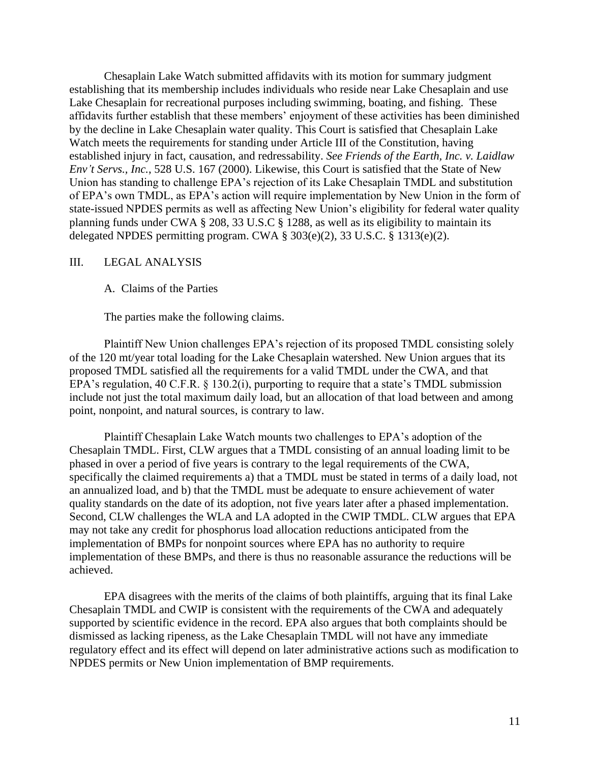Chesaplain Lake Watch submitted affidavits with its motion for summary judgment establishing that its membership includes individuals who reside near Lake Chesaplain and use Lake Chesaplain for recreational purposes including swimming, boating, and fishing. These affidavits further establish that these members' enjoyment of these activities has been diminished by the decline in Lake Chesaplain water quality. This Court is satisfied that Chesaplain Lake Watch meets the requirements for standing under Article III of the Constitution, having established injury in fact, causation, and redressability. *See Friends of the Earth, Inc. v. Laidlaw Env't Servs., Inc.*, 528 U.S. 167 (2000). Likewise, this Court is satisfied that the State of New Union has standing to challenge EPA's rejection of its Lake Chesaplain TMDL and substitution of EPA's own TMDL, as EPA's action will require implementation by New Union in the form of state-issued NPDES permits as well as affecting New Union's eligibility for federal water quality planning funds under CWA § 208, 33 U.S.C § 1288, as well as its eligibility to maintain its delegated NPDES permitting program. CWA § 303(e)(2), 33 U.S.C. § 1313(e)(2).

## III. LEGAL ANALYSIS

### A. Claims of the Parties

The parties make the following claims.

Plaintiff New Union challenges EPA's rejection of its proposed TMDL consisting solely of the 120 mt/year total loading for the Lake Chesaplain watershed. New Union argues that its proposed TMDL satisfied all the requirements for a valid TMDL under the CWA, and that EPA's regulation, 40 C.F.R. § 130.2(i), purporting to require that a state's TMDL submission include not just the total maximum daily load, but an allocation of that load between and among point, nonpoint, and natural sources, is contrary to law.

Plaintiff Chesaplain Lake Watch mounts two challenges to EPA's adoption of the Chesaplain TMDL. First, CLW argues that a TMDL consisting of an annual loading limit to be phased in over a period of five years is contrary to the legal requirements of the CWA, specifically the claimed requirements a) that a TMDL must be stated in terms of a daily load, not an annualized load, and b) that the TMDL must be adequate to ensure achievement of water quality standards on the date of its adoption, not five years later after a phased implementation. Second, CLW challenges the WLA and LA adopted in the CWIP TMDL. CLW argues that EPA may not take any credit for phosphorus load allocation reductions anticipated from the implementation of BMPs for nonpoint sources where EPA has no authority to require implementation of these BMPs, and there is thus no reasonable assurance the reductions will be achieved.

EPA disagrees with the merits of the claims of both plaintiffs, arguing that its final Lake Chesaplain TMDL and CWIP is consistent with the requirements of the CWA and adequately supported by scientific evidence in the record. EPA also argues that both complaints should be dismissed as lacking ripeness, as the Lake Chesaplain TMDL will not have any immediate regulatory effect and its effect will depend on later administrative actions such as modification to NPDES permits or New Union implementation of BMP requirements.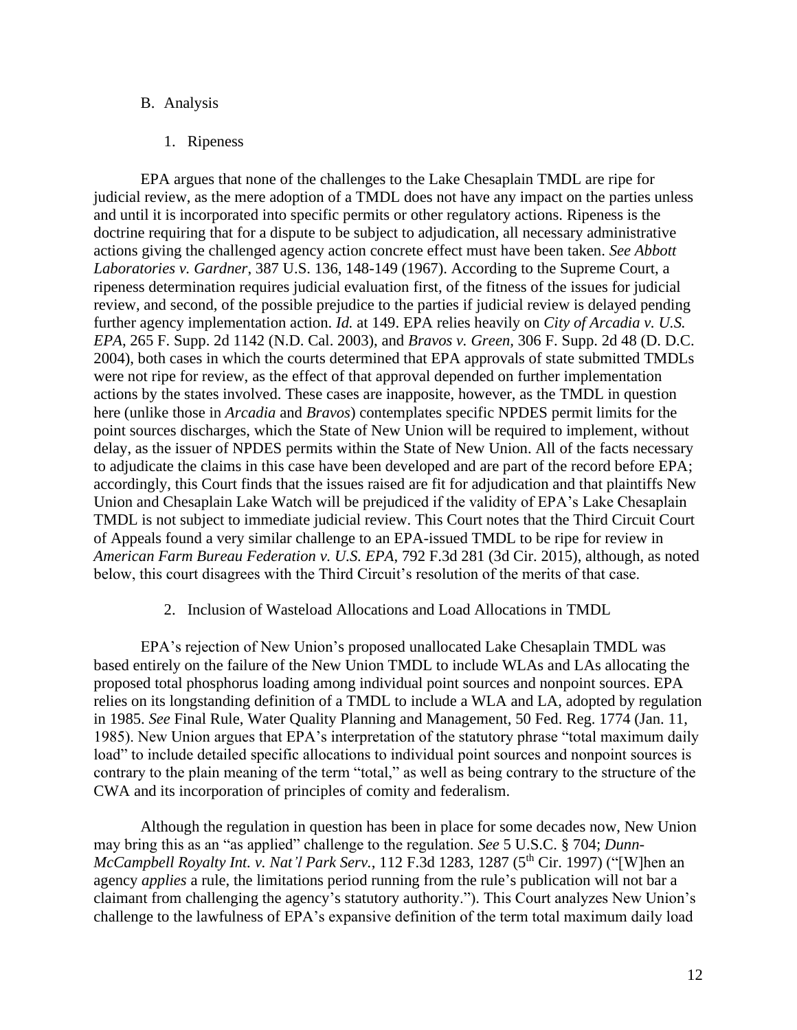## B. Analysis

### 1. Ripeness

EPA argues that none of the challenges to the Lake Chesaplain TMDL are ripe for judicial review, as the mere adoption of a TMDL does not have any impact on the parties unless and until it is incorporated into specific permits or other regulatory actions. Ripeness is the doctrine requiring that for a dispute to be subject to adjudication, all necessary administrative actions giving the challenged agency action concrete effect must have been taken. *See Abbott Laboratories v. Gardner*, 387 U.S. 136, 148-149 (1967). According to the Supreme Court, a ripeness determination requires judicial evaluation first, of the fitness of the issues for judicial review, and second, of the possible prejudice to the parties if judicial review is delayed pending further agency implementation action. *Id.* at 149. EPA relies heavily on *City of Arcadia v. U.S. EPA*, 265 F. Supp. 2d 1142 (N.D. Cal. 2003), and *Bravos v. Green,* 306 F. Supp. 2d 48 (D. D.C. 2004), both cases in which the courts determined that EPA approvals of state submitted TMDLs were not ripe for review, as the effect of that approval depended on further implementation actions by the states involved. These cases are inapposite, however, as the TMDL in question here (unlike those in *Arcadia* and *Bravos*) contemplates specific NPDES permit limits for the point sources discharges, which the State of New Union will be required to implement, without delay, as the issuer of NPDES permits within the State of New Union. All of the facts necessary to adjudicate the claims in this case have been developed and are part of the record before EPA; accordingly, this Court finds that the issues raised are fit for adjudication and that plaintiffs New Union and Chesaplain Lake Watch will be prejudiced if the validity of EPA's Lake Chesaplain TMDL is not subject to immediate judicial review. This Court notes that the Third Circuit Court of Appeals found a very similar challenge to an EPA-issued TMDL to be ripe for review in *American Farm Bureau Federation v. U.S. EPA*, 792 F.3d 281 (3d Cir. 2015), although, as noted below, this court disagrees with the Third Circuit's resolution of the merits of that case.

### 2. Inclusion of Wasteload Allocations and Load Allocations in TMDL

EPA's rejection of New Union's proposed unallocated Lake Chesaplain TMDL was based entirely on the failure of the New Union TMDL to include WLAs and LAs allocating the proposed total phosphorus loading among individual point sources and nonpoint sources. EPA relies on its longstanding definition of a TMDL to include a WLA and LA, adopted by regulation in 1985. *See* Final Rule, Water Quality Planning and Management, 50 Fed. Reg. 1774 (Jan. 11, 1985). New Union argues that EPA's interpretation of the statutory phrase "total maximum daily load" to include detailed specific allocations to individual point sources and nonpoint sources is contrary to the plain meaning of the term "total," as well as being contrary to the structure of the CWA and its incorporation of principles of comity and federalism.

Although the regulation in question has been in place for some decades now, New Union may bring this as an "as applied" challenge to the regulation. *See* 5 U.S.C. § 704; *Dunn-McCampbell Royalty Int. v. Nat'l Park Serv.*, 112 F.3d 1283, 1287 (5th Cir. 1997) ("[W]hen an agency *applies* a rule, the limitations period running from the rule's publication will not bar a claimant from challenging the agency's statutory authority."). This Court analyzes New Union's challenge to the lawfulness of EPA's expansive definition of the term total maximum daily load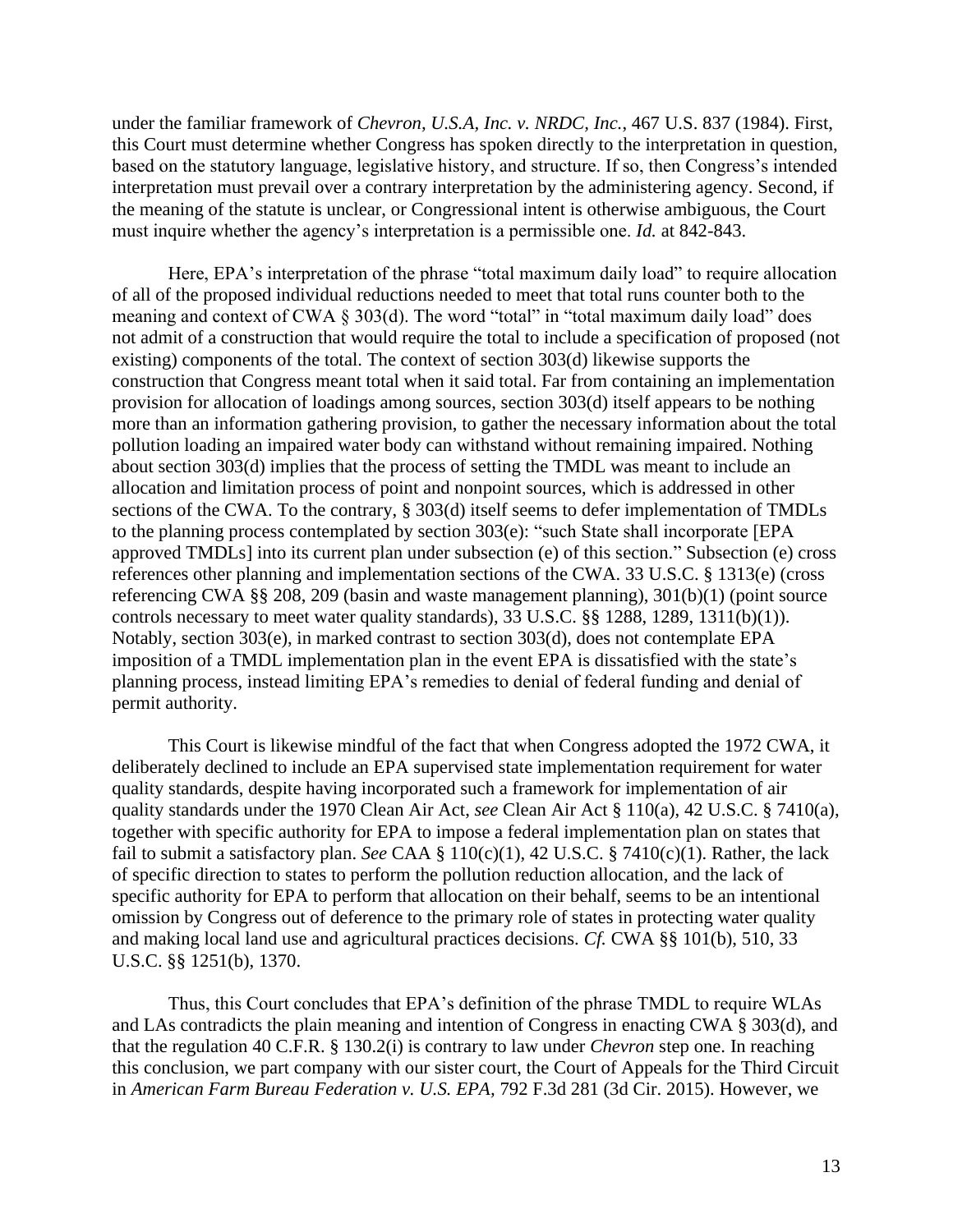under the familiar framework of *Chevron, U.S.A, Inc. v. NRDC, Inc.*, 467 U.S. 837 (1984). First, this Court must determine whether Congress has spoken directly to the interpretation in question, based on the statutory language, legislative history, and structure. If so, then Congress's intended interpretation must prevail over a contrary interpretation by the administering agency. Second, if the meaning of the statute is unclear, or Congressional intent is otherwise ambiguous, the Court must inquire whether the agency's interpretation is a permissible one. *Id.* at 842-843.

Here, EPA's interpretation of the phrase "total maximum daily load" to require allocation of all of the proposed individual reductions needed to meet that total runs counter both to the meaning and context of CWA § 303(d). The word "total" in "total maximum daily load" does not admit of a construction that would require the total to include a specification of proposed (not existing) components of the total. The context of section 303(d) likewise supports the construction that Congress meant total when it said total. Far from containing an implementation provision for allocation of loadings among sources, section 303(d) itself appears to be nothing more than an information gathering provision, to gather the necessary information about the total pollution loading an impaired water body can withstand without remaining impaired. Nothing about section 303(d) implies that the process of setting the TMDL was meant to include an allocation and limitation process of point and nonpoint sources, which is addressed in other sections of the CWA. To the contrary, § 303(d) itself seems to defer implementation of TMDLs to the planning process contemplated by section 303(e): "such State shall incorporate [EPA approved TMDLs] into its current plan under subsection (e) of this section." Subsection (e) cross references other planning and implementation sections of the CWA. 33 U.S.C. § 1313(e) (cross referencing CWA §§ 208, 209 (basin and waste management planning), 301(b)(1) (point source controls necessary to meet water quality standards), 33 U.S.C. §§ 1288, 1289, 1311(b)(1)). Notably, section 303(e), in marked contrast to section 303(d), does not contemplate EPA imposition of a TMDL implementation plan in the event EPA is dissatisfied with the state's planning process, instead limiting EPA's remedies to denial of federal funding and denial of permit authority.

This Court is likewise mindful of the fact that when Congress adopted the 1972 CWA, it deliberately declined to include an EPA supervised state implementation requirement for water quality standards, despite having incorporated such a framework for implementation of air quality standards under the 1970 Clean Air Act, *see* Clean Air Act § 110(a), 42 U.S.C. § 7410(a), together with specific authority for EPA to impose a federal implementation plan on states that fail to submit a satisfactory plan. *See* CAA § 110(c)(1), 42 U.S.C. § 7410(c)(1). Rather, the lack of specific direction to states to perform the pollution reduction allocation, and the lack of specific authority for EPA to perform that allocation on their behalf, seems to be an intentional omission by Congress out of deference to the primary role of states in protecting water quality and making local land use and agricultural practices decisions. *Cf.* CWA §§ 101(b), 510, 33 U.S.C. §§ 1251(b), 1370.

Thus, this Court concludes that EPA's definition of the phrase TMDL to require WLAs and LAs contradicts the plain meaning and intention of Congress in enacting CWA § 303(d), and that the regulation 40 C.F.R. § 130.2(i) is contrary to law under *Chevron* step one. In reaching this conclusion, we part company with our sister court, the Court of Appeals for the Third Circuit in *American Farm Bureau Federation v. U.S. EPA*, 792 F.3d 281 (3d Cir. 2015). However, we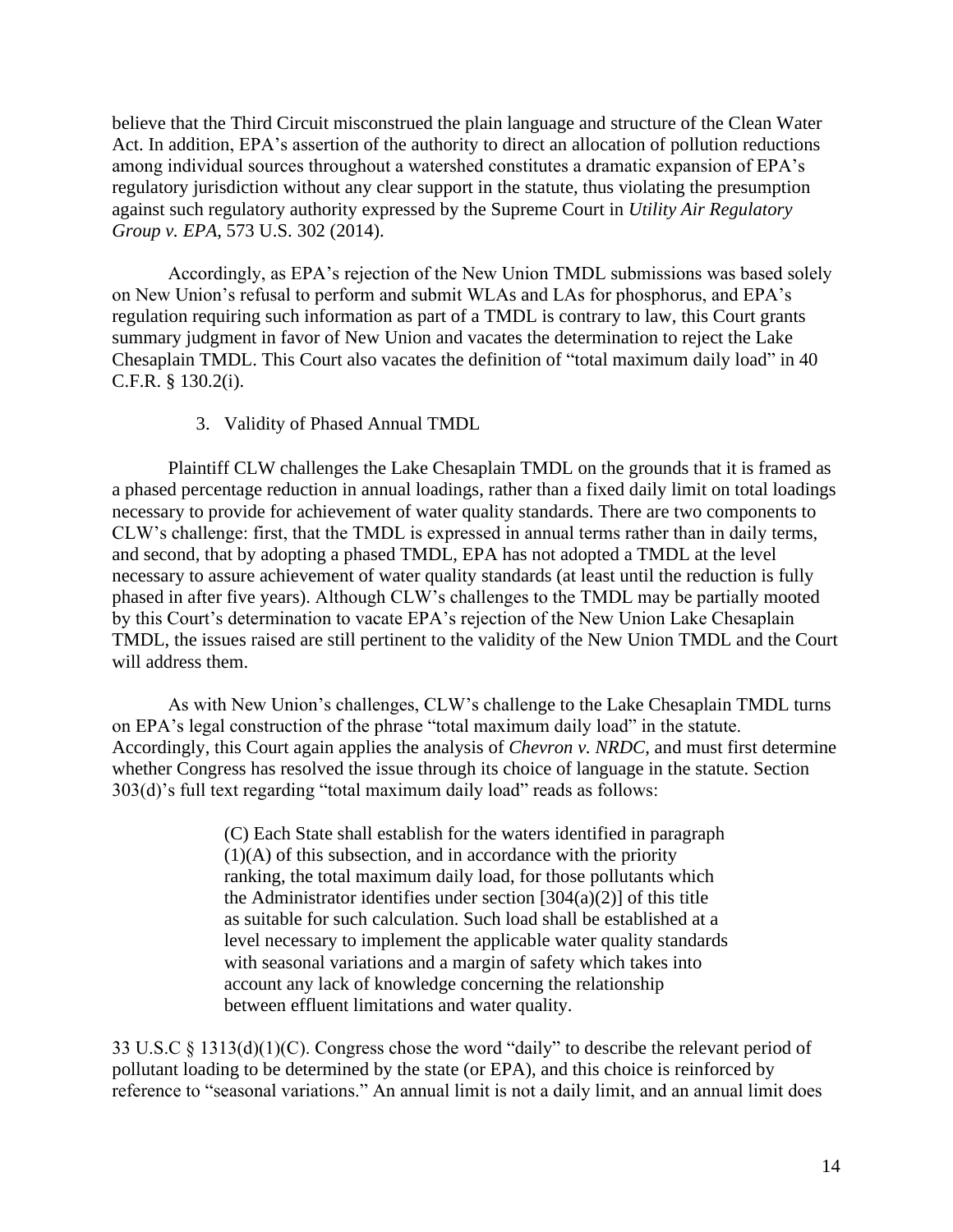believe that the Third Circuit misconstrued the plain language and structure of the Clean Water Act. In addition, EPA's assertion of the authority to direct an allocation of pollution reductions among individual sources throughout a watershed constitutes a dramatic expansion of EPA's regulatory jurisdiction without any clear support in the statute, thus violating the presumption against such regulatory authority expressed by the Supreme Court in *Utility Air Regulatory Group v. EPA*, 573 U.S. 302 (2014).

Accordingly, as EPA's rejection of the New Union TMDL submissions was based solely on New Union's refusal to perform and submit WLAs and LAs for phosphorus, and EPA's regulation requiring such information as part of a TMDL is contrary to law, this Court grants summary judgment in favor of New Union and vacates the determination to reject the Lake Chesaplain TMDL. This Court also vacates the definition of "total maximum daily load" in 40 C.F.R. § 130.2(i).

3. Validity of Phased Annual TMDL

Plaintiff CLW challenges the Lake Chesaplain TMDL on the grounds that it is framed as a phased percentage reduction in annual loadings, rather than a fixed daily limit on total loadings necessary to provide for achievement of water quality standards. There are two components to CLW's challenge: first, that the TMDL is expressed in annual terms rather than in daily terms, and second, that by adopting a phased TMDL, EPA has not adopted a TMDL at the level necessary to assure achievement of water quality standards (at least until the reduction is fully phased in after five years). Although CLW's challenges to the TMDL may be partially mooted by this Court's determination to vacate EPA's rejection of the New Union Lake Chesaplain TMDL, the issues raised are still pertinent to the validity of the New Union TMDL and the Court will address them.

As with New Union's challenges, CLW's challenge to the Lake Chesaplain TMDL turns on EPA's legal construction of the phrase "total maximum daily load" in the statute. Accordingly, this Court again applies the analysis of *Chevron v. NRDC*, and must first determine whether Congress has resolved the issue through its choice of language in the statute. Section 303(d)'s full text regarding "total maximum daily load" reads as follows:

> (C) Each State shall establish for the waters identified in paragraph (1)(A) of this subsection, and in accordance with the priority ranking, the total maximum daily load, for those pollutants which the Administrator identifies under section [304(a)(2)] of this title as suitable for such calculation. Such load shall be established at a level necessary to implement the applicable water quality standards with seasonal variations and a margin of safety which takes into account any lack of knowledge concerning the relationship between effluent limitations and water quality.

33 U.S.C § 1313(d)(1)(C). Congress chose the word "daily" to describe the relevant period of pollutant loading to be determined by the state (or EPA), and this choice is reinforced by reference to "seasonal variations." An annual limit is not a daily limit, and an annual limit does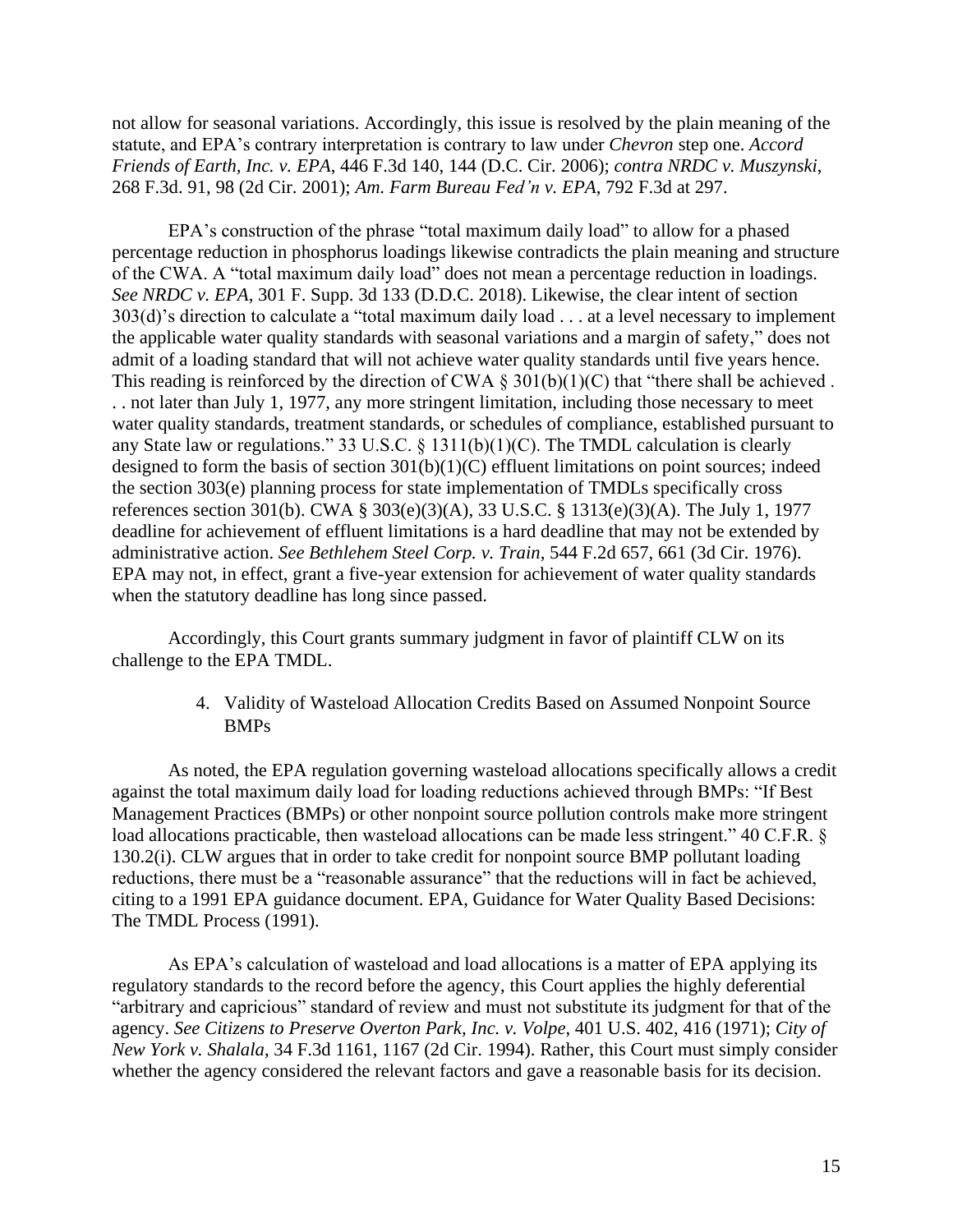not allow for seasonal variations. Accordingly, this issue is resolved by the plain meaning of the statute, and EPA's contrary interpretation is contrary to law under *Chevron* step one. *Accord Friends of Earth, Inc. v. EPA*, 446 F.3d 140, 144 (D.C. Cir. 2006); *contra NRDC v. Muszynski*, 268 F.3d. 91, 98 (2d Cir. 2001); *Am. Farm Bureau Fed'n v. EPA*, 792 F.3d at 297.

EPA's construction of the phrase "total maximum daily load" to allow for a phased percentage reduction in phosphorus loadings likewise contradicts the plain meaning and structure of the CWA. A "total maximum daily load" does not mean a percentage reduction in loadings. *See NRDC v. EPA*, 301 F. Supp. 3d 133 (D.D.C. 2018). Likewise, the clear intent of section 303(d)'s direction to calculate a "total maximum daily load . . . at a level necessary to implement the applicable water quality standards with seasonal variations and a margin of safety," does not admit of a loading standard that will not achieve water quality standards until five years hence. This reading is reinforced by the direction of CWA § 301(b)(1)(C) that "there shall be achieved . . . not later than July 1, 1977, any more stringent limitation, including those necessary to meet water quality standards, treatment standards, or schedules of compliance, established pursuant to any State law or regulations." 33 U.S.C. § 1311(b)(1)(C). The TMDL calculation is clearly designed to form the basis of section 301(b)(1)(C) effluent limitations on point sources; indeed the section 303(e) planning process for state implementation of TMDLs specifically cross references section 301(b). CWA § 303(e)(3)(A), 33 U.S.C. § 1313(e)(3)(A). The July 1, 1977 deadline for achievement of effluent limitations is a hard deadline that may not be extended by administrative action. *See Bethlehem Steel Corp. v. Train*, 544 F.2d 657, 661 (3d Cir. 1976). EPA may not, in effect, grant a five-year extension for achievement of water quality standards when the statutory deadline has long since passed.

Accordingly, this Court grants summary judgment in favor of plaintiff CLW on its challenge to the EPA TMDL.

4. Validity of Wasteload Allocation Credits Based on Assumed Nonpoint Source BMPs

As noted, the EPA regulation governing wasteload allocations specifically allows a credit against the total maximum daily load for loading reductions achieved through BMPs: "If Best Management Practices (BMPs) or other nonpoint source pollution controls make more stringent load allocations practicable, then wasteload allocations can be made less stringent." 40 C.F.R. § 130.2(i). CLW argues that in order to take credit for nonpoint source BMP pollutant loading reductions, there must be a "reasonable assurance" that the reductions will in fact be achieved, citing to a 1991 EPA guidance document. EPA, Guidance for Water Quality Based Decisions: The TMDL Process (1991).

As EPA's calculation of wasteload and load allocations is a matter of EPA applying its regulatory standards to the record before the agency, this Court applies the highly deferential "arbitrary and capricious" standard of review and must not substitute its judgment for that of the agency. *See Citizens to Preserve Overton Park, Inc. v. Volpe*, 401 U.S. 402, 416 (1971); *City of New York v. Shalala*, 34 F.3d 1161, 1167 (2d Cir. 1994). Rather, this Court must simply consider whether the agency considered the relevant factors and gave a reasonable basis for its decision.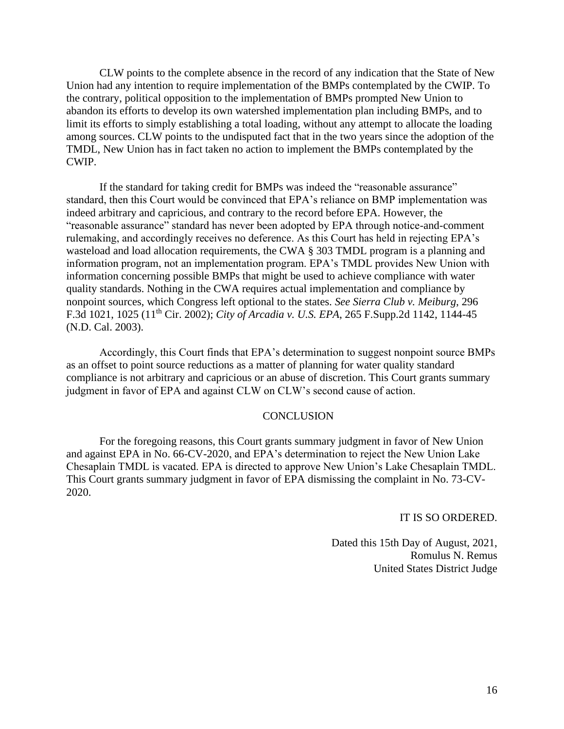CLW points to the complete absence in the record of any indication that the State of New Union had any intention to require implementation of the BMPs contemplated by the CWIP. To the contrary, political opposition to the implementation of BMPs prompted New Union to abandon its efforts to develop its own watershed implementation plan including BMPs, and to limit its efforts to simply establishing a total loading, without any attempt to allocate the loading among sources. CLW points to the undisputed fact that in the two years since the adoption of the TMDL, New Union has in fact taken no action to implement the BMPs contemplated by the CWIP.

If the standard for taking credit for BMPs was indeed the "reasonable assurance" standard, then this Court would be convinced that EPA's reliance on BMP implementation was indeed arbitrary and capricious, and contrary to the record before EPA. However, the "reasonable assurance" standard has never been adopted by EPA through notice-and-comment rulemaking, and accordingly receives no deference. As this Court has held in rejecting EPA's wasteload and load allocation requirements, the CWA § 303 TMDL program is a planning and information program, not an implementation program. EPA's TMDL provides New Union with information concerning possible BMPs that might be used to achieve compliance with water quality standards. Nothing in the CWA requires actual implementation and compliance by nonpoint sources, which Congress left optional to the states. *See Sierra Club v. Meiburg*, 296 F.3d 1021, 1025 (11th Cir. 2002); *City of Arcadia v. U.S. EPA*, 265 F.Supp.2d 1142, 1144-45 (N.D. Cal. 2003).

Accordingly, this Court finds that EPA's determination to suggest nonpoint source BMPs as an offset to point source reductions as a matter of planning for water quality standard compliance is not arbitrary and capricious or an abuse of discretion. This Court grants summary judgment in favor of EPA and against CLW on CLW's second cause of action.

## CONCLUSION

For the foregoing reasons, this Court grants summary judgment in favor of New Union and against EPA in No. 66-CV-2020, and EPA's determination to reject the New Union Lake Chesaplain TMDL is vacated. EPA is directed to approve New Union's Lake Chesaplain TMDL. This Court grants summary judgment in favor of EPA dismissing the complaint in No. 73-CV-2020.

IT IS SO ORDERED.

Dated this 15th Day of August, 2021,
Romulus N. Remus
United States District Judge